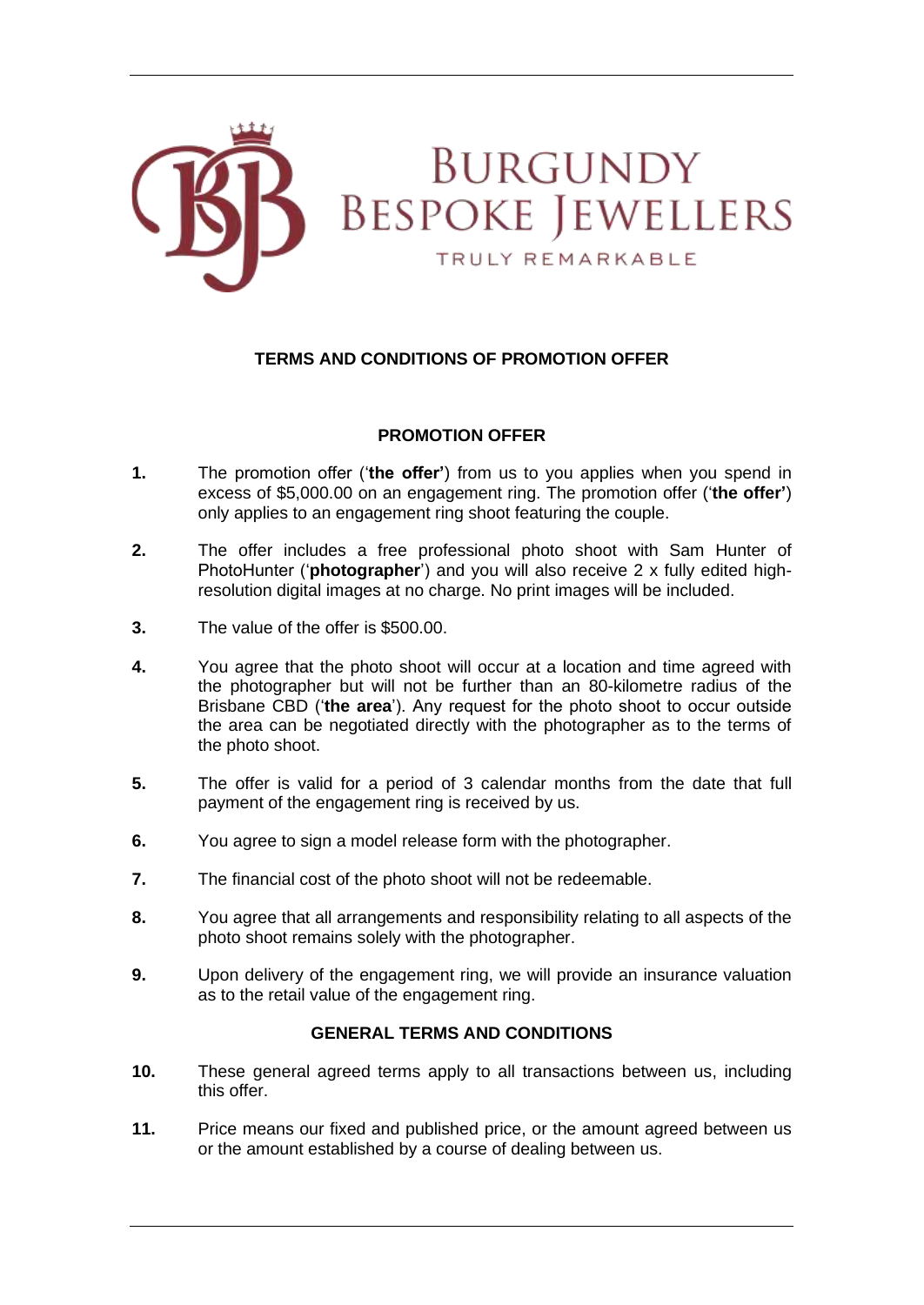BURGUNDY BESPOKE JEWELLERS

TRULY REMARKABLE

## TERMS AND CONDITIONS OF PROMOTION OFFER

### PROMOTION OFFER

**1.** The promotion offer ('**the offer'**) from us to you applies when you spend in excess of $5,000.00 on an engagement ring. The promotion offer ('**the offer'**) only applies to an engagement ring shoot featuring the couple.

**2.** The offer includes a free professional photo shoot with Sam Hunter of PhotoHunter ('**photographer**') and you will also receive 2 x fully edited high-resolution digital images at no charge. No print images will be included.

**3.** The value of the offer is $500.00.

**4.** You agree that the photo shoot will occur at a location and time agreed with the photographer but will not be further than an 80-kilometre radius of the Brisbane CBD ('**the area**'). Any request for the photo shoot to occur outside the area can be negotiated directly with the photographer as to the terms of the photo shoot.

**5.** The offer is valid for a period of 3 calendar months from the date that full payment of the engagement ring is received by us.

**6.** You agree to sign a model release form with the photographer.

**7.** The financial cost of the photo shoot will not be redeemable.

**8.** You agree that all arrangements and responsibility relating to all aspects of the photo shoot remains solely with the photographer.

**9.** Upon delivery of the engagement ring, we will provide an insurance valuation as to the retail value of the engagement ring.

### GENERAL TERMS AND CONDITIONS

**10.** These general agreed terms apply to all transactions between us, including this offer.

**11.** Price means our fixed and published price, or the amount agreed between us or the amount established by a course of dealing between us.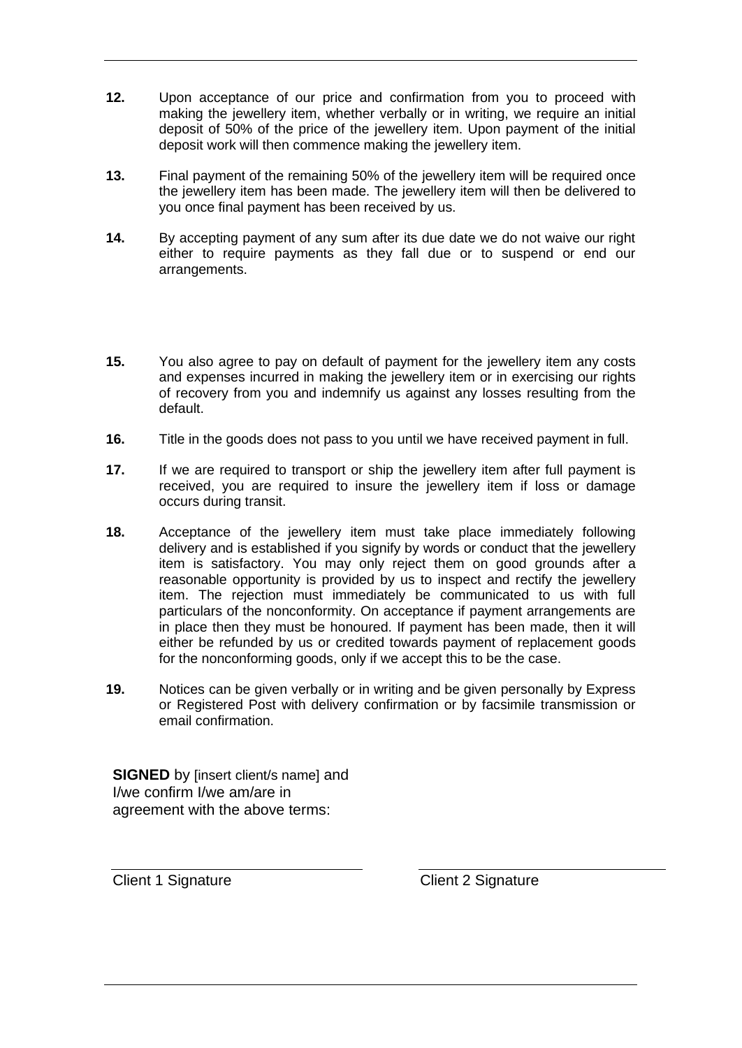**12.** Upon acceptance of our price and confirmation from you to proceed with making the jewellery item, whether verbally or in writing, we require an initial deposit of 50% of the price of the jewellery item. Upon payment of the initial deposit work will then commence making the jewellery item.

**13.** Final payment of the remaining 50% of the jewellery item will be required once the jewellery item has been made. The jewellery item will then be delivered to you once final payment has been received by us.

**14.** By accepting payment of any sum after its due date we do not waive our right either to require payments as they fall due or to suspend or end our arrangements.

**15.** You also agree to pay on default of payment for the jewellery item any costs and expenses incurred in making the jewellery item or in exercising our rights of recovery from you and indemnify us against any losses resulting from the default.

**16.** Title in the goods does not pass to you until we have received payment in full.

**17.** If we are required to transport or ship the jewellery item after full payment is received, you are required to insure the jewellery item if loss or damage occurs during transit.

**18.** Acceptance of the jewellery item must take place immediately following delivery and is established if you signify by words or conduct that the jewellery item is satisfactory. You may only reject them on good grounds after a reasonable opportunity is provided by us to inspect and rectify the jewellery item. The rejection must immediately be communicated to us with full particulars of the nonconformity. On acceptance if payment arrangements are in place then they must be honoured. If payment has been made, then it will either be refunded by us or credited towards payment of replacement goods for the nonconforming goods, only if we accept this to be the case.

**19.** Notices can be given verbally or in writing and be given personally by Express or Registered Post with delivery confirmation or by facsimile transmission or email confirmation.

**SIGNED** by [insert client/s name] and I/we confirm I/we am/are in agreement with the above terms:

Client 1 Signature

Client 2 Signature